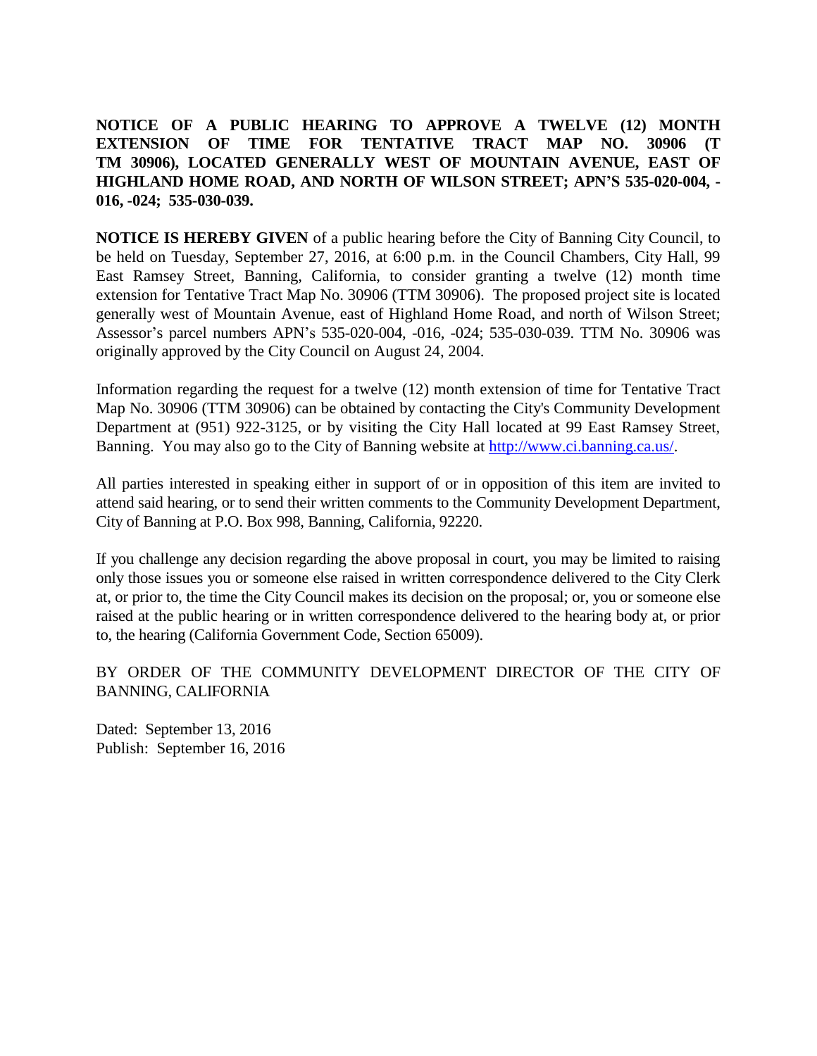**NOTICE OF A PUBLIC HEARING TO APPROVE A TWELVE (12) MONTH EXTENSION OF TIME FOR TENTATIVE TRACT MAP NO. 30906 (T TM 30906), LOCATED GENERALLY WEST OF MOUNTAIN AVENUE, EAST OF HIGHLAND HOME ROAD, AND NORTH OF WILSON STREET; APN'S 535-020-004, -016, -024; 535-030-039.**

**NOTICE IS HEREBY GIVEN** of a public hearing before the City of Banning City Council, to be held on Tuesday, September 27, 2016, at 6:00 p.m. in the Council Chambers, City Hall, 99 East Ramsey Street, Banning, California, to consider granting a twelve (12) month time extension for Tentative Tract Map No. 30906 (TTM 30906). The proposed project site is located generally west of Mountain Avenue, east of Highland Home Road, and north of Wilson Street; Assessor's parcel numbers APN's 535-020-004, -016, -024; 535-030-039. TTM No. 30906 was originally approved by the City Council on August 24, 2004.

Information regarding the request for a twelve (12) month extension of time for Tentative Tract Map No. 30906 (TTM 30906) can be obtained by contacting the City's Community Development Department at (951) 922-3125, or by visiting the City Hall located at 99 East Ramsey Street, Banning. You may also go to the City of Banning website at http://www.ci.banning.ca.us/.

All parties interested in speaking either in support of or in opposition of this item are invited to attend said hearing, or to send their written comments to the Community Development Department, City of Banning at P.O. Box 998, Banning, California, 92220.

If you challenge any decision regarding the above proposal in court, you may be limited to raising only those issues you or someone else raised in written correspondence delivered to the City Clerk at, or prior to, the time the City Council makes its decision on the proposal; or, you or someone else raised at the public hearing or in written correspondence delivered to the hearing body at, or prior to, the hearing (California Government Code, Section 65009).

BY ORDER OF THE COMMUNITY DEVELOPMENT DIRECTOR OF THE CITY OF BANNING, CALIFORNIA

Dated: September 13, 2016
Publish: September 16, 2016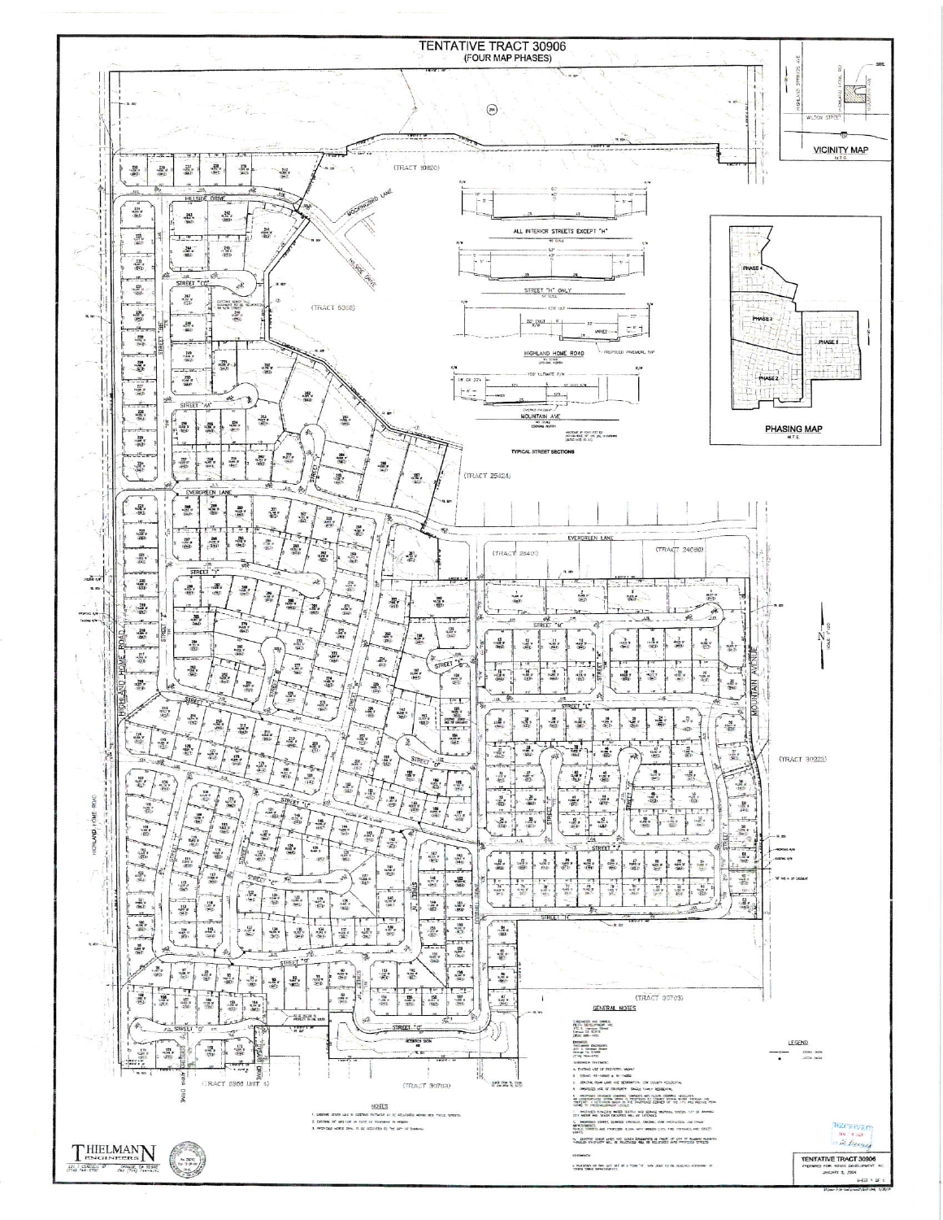# TENTATIVE TRACT 30906
(FOUR MAP PHASES)

VICINITY MAP

N.T.S.

HIGHLAND SPRINGS AVE

HIGHLAND HOME RD

MOUNTAIN AVE

WILSON STREET

SITE

PHASING MAP

N.T.S.

PHASE 1

PHASE 2

PHASE 3

PHASE 4

TYPICAL STREET SECTIONS

ALL INTERIOR STREETS EXCEPT "H"

STREET "H" ONLY

HIGHLAND HOME ROAD

MOUNTAIN AVE

(TRACT 10820)

(TRACT 5368)

(TRACT 25424)

(TRACT 26401)

(TRACT 24080)

(TRACT 30222)

(TRACT 30703)

TRACT 5368 UNIT 4

HILLSIDE DRIVE

MOCKINGBIRD LANE

EVERGREEN LANE

HIGHLAND HOME ROAD

MOUNTAIN AVENUE

STREET "A"

STREET "B"

STREET "C"

STREET "D"

STREET "E"

STREET "F"

STREET "G"

STREET "H"

STREET "I"

STREET "J"

STREET "K"

STREET "L"

STREET "M"

STREET "CC"

## NOTES

## GENERAL NOTES

LEGEND

THIELMANN ENGINEERS

TENTATIVE TRACT 30906

PREPARED FOR: ... DEVELOPMENT, INC.

JANUARY ..., 2004

SHEET 1 OF 1